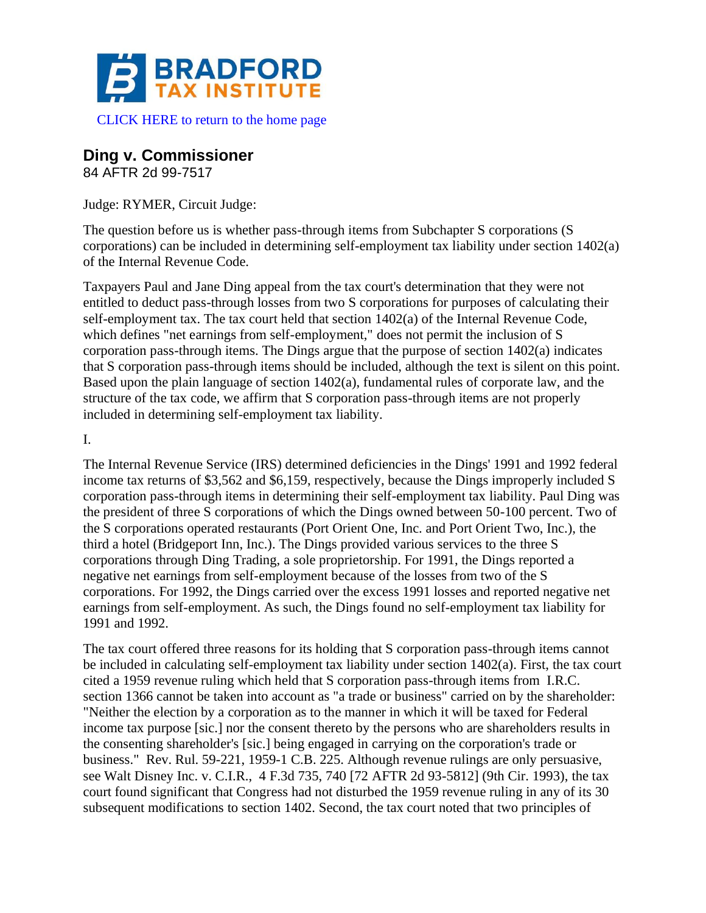# BRADFORD TAX INSTITUTE

CLICK HERE to return to the home page

## Ding v. Commissioner

84 AFTR 2d 99-7517

Judge: RYMER, Circuit Judge:

The question before us is whether pass-through items from Subchapter S corporations (S corporations) can be included in determining self-employment tax liability under section 1402(a) of the Internal Revenue Code.

Taxpayers Paul and Jane Ding appeal from the tax court's determination that they were not entitled to deduct pass-through losses from two S corporations for purposes of calculating their self-employment tax. The tax court held that section 1402(a) of the Internal Revenue Code, which defines "net earnings from self-employment," does not permit the inclusion of S corporation pass-through items. The Dings argue that the purpose of section 1402(a) indicates that S corporation pass-through items should be included, although the text is silent on this point. Based upon the plain language of section 1402(a), fundamental rules of corporate law, and the structure of the tax code, we affirm that S corporation pass-through items are not properly included in determining self-employment tax liability.

I.

The Internal Revenue Service (IRS) determined deficiencies in the Dings' 1991 and 1992 federal income tax returns of $3,562 and $6,159, respectively, because the Dings improperly included S corporation pass-through items in determining their self-employment tax liability. Paul Ding was the president of three S corporations of which the Dings owned between 50-100 percent. Two of the S corporations operated restaurants (Port Orient One, Inc. and Port Orient Two, Inc.), the third a hotel (Bridgeport Inn, Inc.). The Dings provided various services to the three S corporations through Ding Trading, a sole proprietorship. For 1991, the Dings reported a negative net earnings from self-employment because of the losses from two of the S corporations. For 1992, the Dings carried over the excess 1991 losses and reported negative net earnings from self-employment. As such, the Dings found no self-employment tax liability for 1991 and 1992.

The tax court offered three reasons for its holding that S corporation pass-through items cannot be included in calculating self-employment tax liability under section 1402(a). First, the tax court cited a 1959 revenue ruling which held that S corporation pass-through items from I.R.C. section 1366 cannot be taken into account as "a trade or business" carried on by the shareholder: "Neither the election by a corporation as to the manner in which it will be taxed for Federal income tax purpose [sic.] nor the consent thereto by the persons who are shareholders results in the consenting shareholder's [sic.] being engaged in carrying on the corporation's trade or business." Rev. Rul. 59-221, 1959-1 C.B. 225. Although revenue rulings are only persuasive, see Walt Disney Inc. v. C.I.R., 4 F.3d 735, 740 [72 AFTR 2d 93-5812] (9th Cir. 1993), the tax court found significant that Congress had not disturbed the 1959 revenue ruling in any of its 30 subsequent modifications to section 1402. Second, the tax court noted that two principles of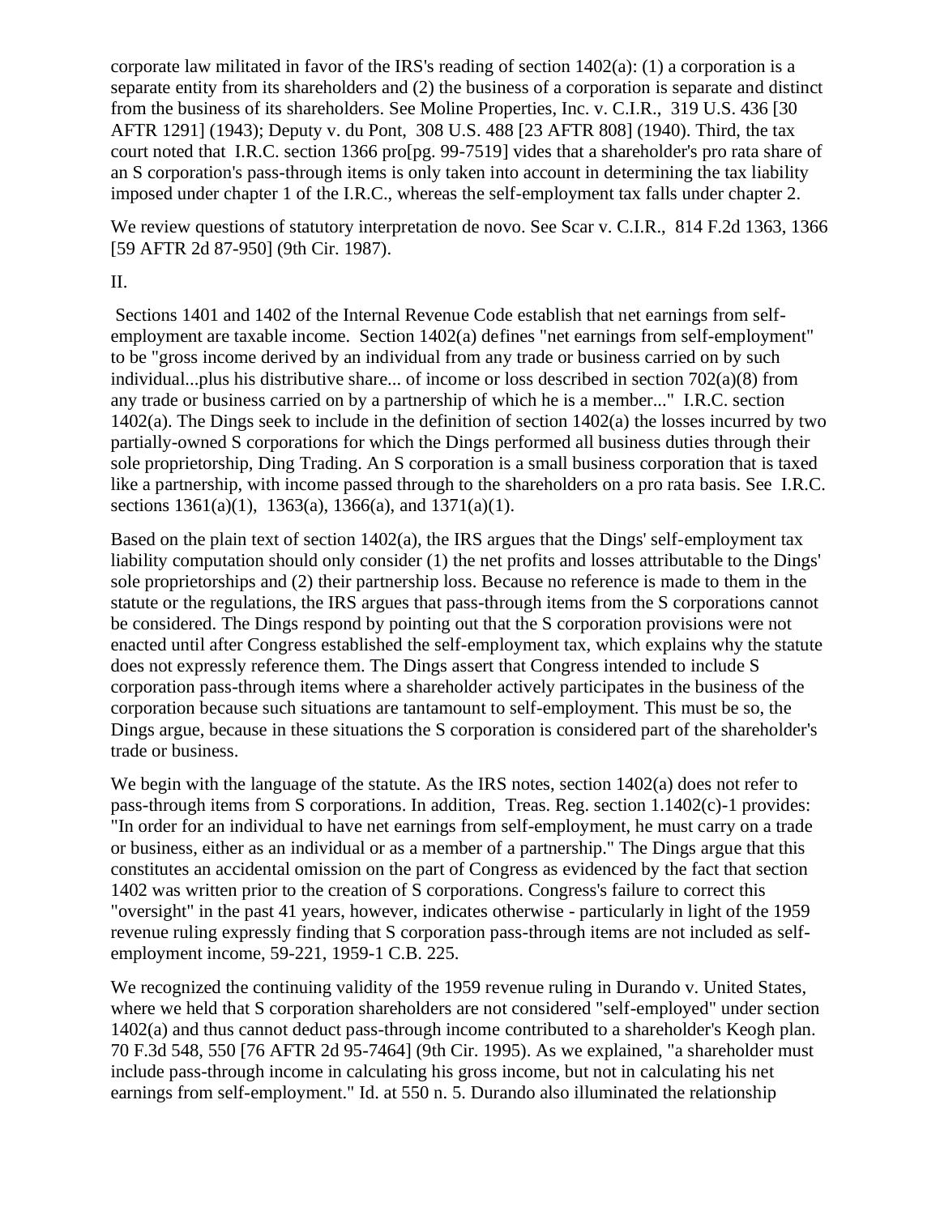corporate law militated in favor of the IRS's reading of section 1402(a): (1) a corporation is a separate entity from its shareholders and (2) the business of a corporation is separate and distinct from the business of its shareholders. See Moline Properties, Inc. v. C.I.R., 319 U.S. 436 [30 AFTR 1291] (1943); Deputy v. du Pont, 308 U.S. 488 [23 AFTR 808] (1940). Third, the tax court noted that I.R.C. section 1366 pro[pg. 99-7519] vides that a shareholder's pro rata share of an S corporation's pass-through items is only taken into account in determining the tax liability imposed under chapter 1 of the I.R.C., whereas the self-employment tax falls under chapter 2.

We review questions of statutory interpretation de novo. See Scar v. C.I.R., 814 F.2d 1363, 1366 [59 AFTR 2d 87-950] (9th Cir. 1987).

II.

Sections 1401 and 1402 of the Internal Revenue Code establish that net earnings from self-employment are taxable income. Section 1402(a) defines "net earnings from self-employment" to be "gross income derived by an individual from any trade or business carried on by such individual...plus his distributive share... of income or loss described in section 702(a)(8) from any trade or business carried on by a partnership of which he is a member..." I.R.C. section 1402(a). The Dings seek to include in the definition of section 1402(a) the losses incurred by two partially-owned S corporations for which the Dings performed all business duties through their sole proprietorship, Ding Trading. An S corporation is a small business corporation that is taxed like a partnership, with income passed through to the shareholders on a pro rata basis. See I.R.C. sections 1361(a)(1), 1363(a), 1366(a), and 1371(a)(1).

Based on the plain text of section 1402(a), the IRS argues that the Dings' self-employment tax liability computation should only consider (1) the net profits and losses attributable to the Dings' sole proprietorships and (2) their partnership loss. Because no reference is made to them in the statute or the regulations, the IRS argues that pass-through items from the S corporations cannot be considered. The Dings respond by pointing out that the S corporation provisions were not enacted until after Congress established the self-employment tax, which explains why the statute does not expressly reference them. The Dings assert that Congress intended to include S corporation pass-through items where a shareholder actively participates in the business of the corporation because such situations are tantamount to self-employment. This must be so, the Dings argue, because in these situations the S corporation is considered part of the shareholder's trade or business.

We begin with the language of the statute. As the IRS notes, section 1402(a) does not refer to pass-through items from S corporations. In addition, Treas. Reg. section 1.1402(c)-1 provides: "In order for an individual to have net earnings from self-employment, he must carry on a trade or business, either as an individual or as a member of a partnership." The Dings argue that this constitutes an accidental omission on the part of Congress as evidenced by the fact that section 1402 was written prior to the creation of S corporations. Congress's failure to correct this "oversight" in the past 41 years, however, indicates otherwise - particularly in light of the 1959 revenue ruling expressly finding that S corporation pass-through items are not included as self-employment income, 59-221, 1959-1 C.B. 225.

We recognized the continuing validity of the 1959 revenue ruling in Durando v. United States, where we held that S corporation shareholders are not considered "self-employed" under section 1402(a) and thus cannot deduct pass-through income contributed to a shareholder's Keogh plan. 70 F.3d 548, 550 [76 AFTR 2d 95-7464] (9th Cir. 1995). As we explained, "a shareholder must include pass-through income in calculating his gross income, but not in calculating his net earnings from self-employment." Id. at 550 n. 5. Durando also illuminated the relationship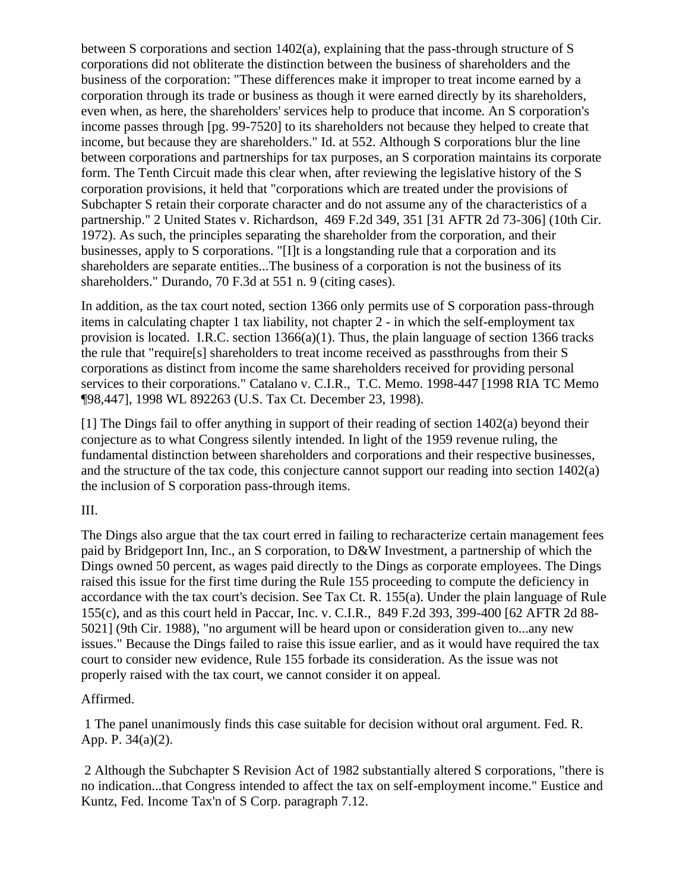between S corporations and section 1402(a), explaining that the pass-through structure of S corporations did not obliterate the distinction between the business of shareholders and the business of the corporation: "These differences make it improper to treat income earned by a corporation through its trade or business as though it were earned directly by its shareholders, even when, as here, the shareholders' services help to produce that income. An S corporation's income passes through [pg. 99-7520] to its shareholders not because they helped to create that income, but because they are shareholders." Id. at 552. Although S corporations blur the line between corporations and partnerships for tax purposes, an S corporation maintains its corporate form. The Tenth Circuit made this clear when, after reviewing the legislative history of the S corporation provisions, it held that "corporations which are treated under the provisions of Subchapter S retain their corporate character and do not assume any of the characteristics of a partnership." 2 United States v. Richardson, 469 F.2d 349, 351 [31 AFTR 2d 73-306] (10th Cir. 1972). As such, the principles separating the shareholder from the corporation, and their businesses, apply to S corporations. "[I]t is a longstanding rule that a corporation and its shareholders are separate entities...The business of a corporation is not the business of its shareholders." Durando, 70 F.3d at 551 n. 9 (citing cases).

In addition, as the tax court noted, section 1366 only permits use of S corporation pass-through items in calculating chapter 1 tax liability, not chapter 2 - in which the self-employment tax provision is located. I.R.C. section 1366(a)(1). Thus, the plain language of section 1366 tracks the rule that "require[s] shareholders to treat income received as passthroughs from their S corporations as distinct from income the same shareholders received for providing personal services to their corporations." Catalano v. C.I.R., T.C. Memo. 1998-447 [1998 RIA TC Memo ¶98,447], 1998 WL 892263 (U.S. Tax Ct. December 23, 1998).

[1] The Dings fail to offer anything in support of their reading of section 1402(a) beyond their conjecture as to what Congress silently intended. In light of the 1959 revenue ruling, the fundamental distinction between shareholders and corporations and their respective businesses, and the structure of the tax code, this conjecture cannot support our reading into section 1402(a) the inclusion of S corporation pass-through items.

III.

The Dings also argue that the tax court erred in failing to recharacterize certain management fees paid by Bridgeport Inn, Inc., an S corporation, to D&W Investment, a partnership of which the Dings owned 50 percent, as wages paid directly to the Dings as corporate employees. The Dings raised this issue for the first time during the Rule 155 proceeding to compute the deficiency in accordance with the tax court's decision. See Tax Ct. R. 155(a). Under the plain language of Rule 155(c), and as this court held in Paccar, Inc. v. C.I.R., 849 F.2d 393, 399-400 [62 AFTR 2d 88-5021] (9th Cir. 1988), "no argument will be heard upon or consideration given to...any new issues." Because the Dings failed to raise this issue earlier, and as it would have required the tax court to consider new evidence, Rule 155 forbade its consideration. As the issue was not properly raised with the tax court, we cannot consider it on appeal.

Affirmed.

1 The panel unanimously finds this case suitable for decision without oral argument. Fed. R. App. P. 34(a)(2).

2 Although the Subchapter S Revision Act of 1982 substantially altered S corporations, "there is no indication...that Congress intended to affect the tax on self-employment income." Eustice and Kuntz, Fed. Income Tax'n of S Corp. paragraph 7.12.